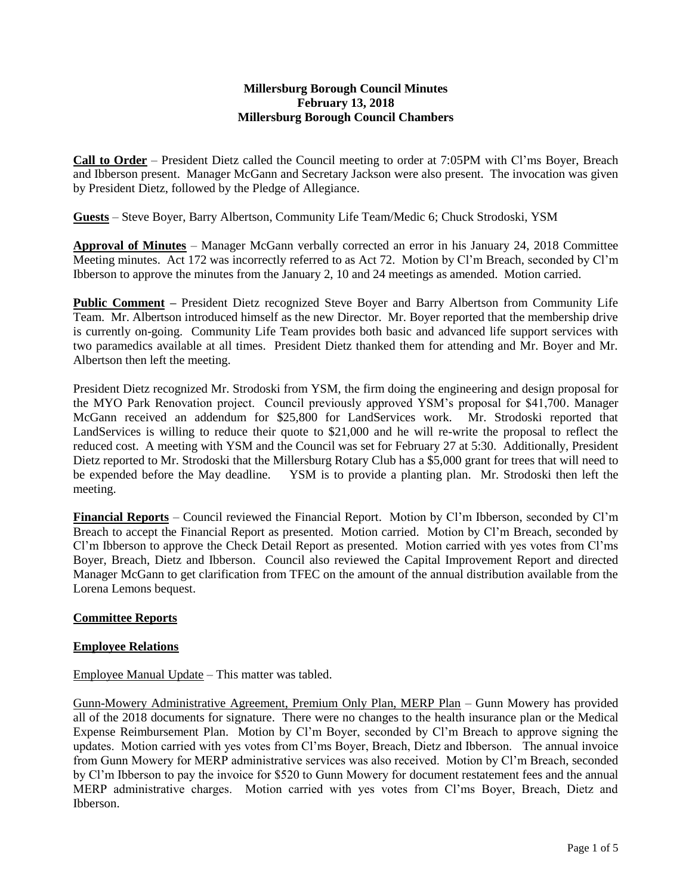**Millersburg Borough Council Minutes**
**February 13, 2018**
**Millersburg Borough Council Chambers**

**Call to Order** – President Dietz called the Council meeting to order at 7:05PM with Cl'ms Boyer, Breach and Ibberson present. Manager McGann and Secretary Jackson were also present. The invocation was given by President Dietz, followed by the Pledge of Allegiance.

**Guests** – Steve Boyer, Barry Albertson, Community Life Team/Medic 6; Chuck Strodoski, YSM

**Approval of Minutes** – Manager McGann verbally corrected an error in his January 24, 2018 Committee Meeting minutes. Act 172 was incorrectly referred to as Act 72. Motion by Cl'm Breach, seconded by Cl'm Ibberson to approve the minutes from the January 2, 10 and 24 meetings as amended. Motion carried.

**Public Comment** – President Dietz recognized Steve Boyer and Barry Albertson from Community Life Team. Mr. Albertson introduced himself as the new Director. Mr. Boyer reported that the membership drive is currently on-going. Community Life Team provides both basic and advanced life support services with two paramedics available at all times. President Dietz thanked them for attending and Mr. Boyer and Mr. Albertson then left the meeting.

President Dietz recognized Mr. Strodoski from YSM, the firm doing the engineering and design proposal for the MYO Park Renovation project. Council previously approved YSM's proposal for $41,700. Manager McGann received an addendum for $25,800 for LandServices work. Mr. Strodoski reported that LandServices is willing to reduce their quote to $21,000 and he will re-write the proposal to reflect the reduced cost. A meeting with YSM and the Council was set for February 27 at 5:30. Additionally, President Dietz reported to Mr. Strodoski that the Millersburg Rotary Club has a $5,000 grant for trees that will need to be expended before the May deadline. YSM is to provide a planting plan. Mr. Strodoski then left the meeting.

**Financial Reports** – Council reviewed the Financial Report. Motion by Cl'm Ibberson, seconded by Cl'm Breach to accept the Financial Report as presented. Motion carried. Motion by Cl'm Breach, seconded by Cl'm Ibberson to approve the Check Detail Report as presented. Motion carried with yes votes from Cl'ms Boyer, Breach, Dietz and Ibberson. Council also reviewed the Capital Improvement Report and directed Manager McGann to get clarification from TFEC on the amount of the annual distribution available from the Lorena Lemons bequest.

## Committee Reports

### Employee Relations

Employee Manual Update – This matter was tabled.

Gunn-Mowery Administrative Agreement, Premium Only Plan, MERP Plan – Gunn Mowery has provided all of the 2018 documents for signature. There were no changes to the health insurance plan or the Medical Expense Reimbursement Plan. Motion by Cl'm Boyer, seconded by Cl'm Breach to approve signing the updates. Motion carried with yes votes from Cl'ms Boyer, Breach, Dietz and Ibberson. The annual invoice from Gunn Mowery for MERP administrative services was also received. Motion by Cl'm Breach, seconded by Cl'm Ibberson to pay the invoice for $520 to Gunn Mowery for document restatement fees and the annual MERP administrative charges. Motion carried with yes votes from Cl'ms Boyer, Breach, Dietz and Ibberson.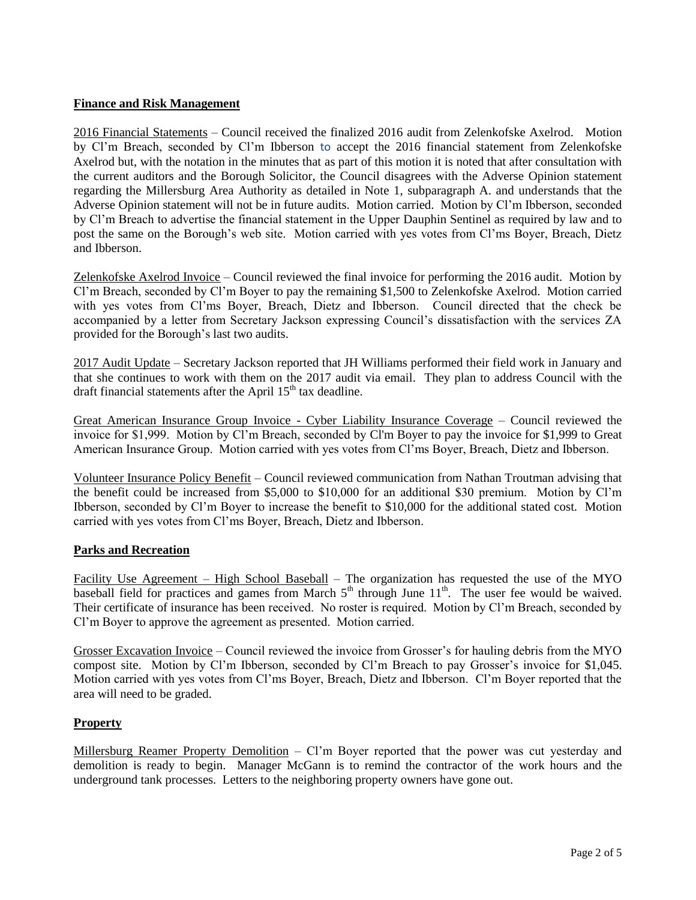## **Finance and Risk Management**

2016 Financial Statements – Council received the finalized 2016 audit from Zelenkofske Axelrod. Motion by Cl'm Breach, seconded by Cl'm Ibberson to accept the 2016 financial statement from Zelenkofske Axelrod but, with the notation in the minutes that as part of this motion it is noted that after consultation with the current auditors and the Borough Solicitor, the Council disagrees with the Adverse Opinion statement regarding the Millersburg Area Authority as detailed in Note 1, subparagraph A. and understands that the Adverse Opinion statement will not be in future audits. Motion carried. Motion by Cl'm Ibberson, seconded by Cl'm Breach to advertise the financial statement in the Upper Dauphin Sentinel as required by law and to post the same on the Borough's web site. Motion carried with yes votes from Cl'ms Boyer, Breach, Dietz and Ibberson.

Zelenkofske Axelrod Invoice – Council reviewed the final invoice for performing the 2016 audit. Motion by Cl'm Breach, seconded by Cl'm Boyer to pay the remaining $1,500 to Zelenkofske Axelrod. Motion carried with yes votes from Cl'ms Boyer, Breach, Dietz and Ibberson. Council directed that the check be accompanied by a letter from Secretary Jackson expressing Council's dissatisfaction with the services ZA provided for the Borough's last two audits.

2017 Audit Update – Secretary Jackson reported that JH Williams performed their field work in January and that she continues to work with them on the 2017 audit via email. They plan to address Council with the draft financial statements after the April 15th tax deadline.

Great American Insurance Group Invoice - Cyber Liability Insurance Coverage – Council reviewed the invoice for $1,999. Motion by Cl'm Breach, seconded by Cl'm Boyer to pay the invoice for $1,999 to Great American Insurance Group. Motion carried with yes votes from Cl'ms Boyer, Breach, Dietz and Ibberson.

Volunteer Insurance Policy Benefit – Council reviewed communication from Nathan Troutman advising that the benefit could be increased from $5,000 to $10,000 for an additional $30 premium. Motion by Cl'm Ibberson, seconded by Cl'm Boyer to increase the benefit to $10,000 for the additional stated cost. Motion carried with yes votes from Cl'ms Boyer, Breach, Dietz and Ibberson.

## **Parks and Recreation**

Facility Use Agreement – High School Baseball – The organization has requested the use of the MYO baseball field for practices and games from March 5th through June 11th. The user fee would be waived. Their certificate of insurance has been received. No roster is required. Motion by Cl'm Breach, seconded by Cl'm Boyer to approve the agreement as presented. Motion carried.

Grosser Excavation Invoice – Council reviewed the invoice from Grosser's for hauling debris from the MYO compost site. Motion by Cl'm Ibberson, seconded by Cl'm Breach to pay Grosser's invoice for $1,045. Motion carried with yes votes from Cl'ms Boyer, Breach, Dietz and Ibberson. Cl'm Boyer reported that the area will need to be graded.

## **Property**

Millersburg Reamer Property Demolition – Cl'm Boyer reported that the power was cut yesterday and demolition is ready to begin. Manager McGann is to remind the contractor of the work hours and the underground tank processes. Letters to the neighboring property owners have gone out.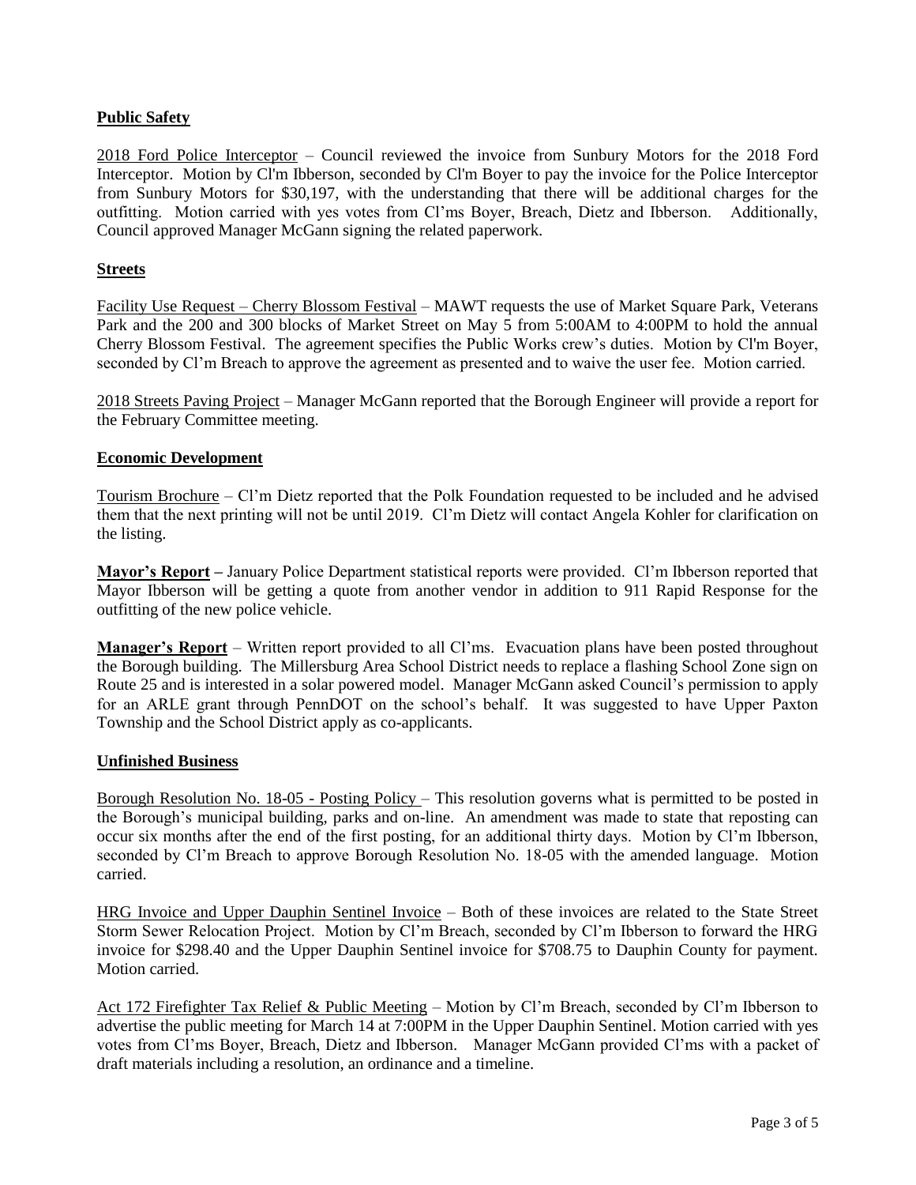**<u>Public Safety</u>**

<u>2018 Ford Police Interceptor</u> – Council reviewed the invoice from Sunbury Motors for the 2018 Ford Interceptor. Motion by Cl'm Ibberson, seconded by Cl'm Boyer to pay the invoice for the Police Interceptor from Sunbury Motors for $30,197, with the understanding that there will be additional charges for the outfitting. Motion carried with yes votes from Cl'ms Boyer, Breach, Dietz and Ibberson. Additionally, Council approved Manager McGann signing the related paperwork.

**<u>Streets</u>**

<u>Facility Use Request – Cherry Blossom Festival</u> – MAWT requests the use of Market Square Park, Veterans Park and the 200 and 300 blocks of Market Street on May 5 from 5:00AM to 4:00PM to hold the annual Cherry Blossom Festival. The agreement specifies the Public Works crew's duties. Motion by Cl'm Boyer, seconded by Cl'm Breach to approve the agreement as presented and to waive the user fee. Motion carried.

<u>2018 Streets Paving Project</u> – Manager McGann reported that the Borough Engineer will provide a report for the February Committee meeting.

**<u>Economic Development</u>**

<u>Tourism Brochure</u> – Cl'm Dietz reported that the Polk Foundation requested to be included and he advised them that the next printing will not be until 2019. Cl'm Dietz will contact Angela Kohler for clarification on the listing.

**<u>Mayor's Report</u> –** January Police Department statistical reports were provided. Cl'm Ibberson reported that Mayor Ibberson will be getting a quote from another vendor in addition to 911 Rapid Response for the outfitting of the new police vehicle.

**<u>Manager's Report</u>** – Written report provided to all Cl'ms. Evacuation plans have been posted throughout the Borough building. The Millersburg Area School District needs to replace a flashing School Zone sign on Route 25 and is interested in a solar powered model. Manager McGann asked Council's permission to apply for an ARLE grant through PennDOT on the school's behalf. It was suggested to have Upper Paxton Township and the School District apply as co-applicants.

**<u>Unfinished Business</u>**

<u>Borough Resolution No. 18-05 - Posting Policy</u> – This resolution governs what is permitted to be posted in the Borough's municipal building, parks and on-line. An amendment was made to state that reposting can occur six months after the end of the first posting, for an additional thirty days. Motion by Cl'm Ibberson, seconded by Cl'm Breach to approve Borough Resolution No. 18-05 with the amended language. Motion carried.

<u>HRG Invoice and Upper Dauphin Sentinel Invoice</u> – Both of these invoices are related to the State Street Storm Sewer Relocation Project. Motion by Cl'm Breach, seconded by Cl'm Ibberson to forward the HRG invoice for $298.40 and the Upper Dauphin Sentinel invoice for $708.75 to Dauphin County for payment. Motion carried.

<u>Act 172 Firefighter Tax Relief & Public Meeting</u> – Motion by Cl'm Breach, seconded by Cl'm Ibberson to advertise the public meeting for March 14 at 7:00PM in the Upper Dauphin Sentinel. Motion carried with yes votes from Cl'ms Boyer, Breach, Dietz and Ibberson. Manager McGann provided Cl'ms with a packet of draft materials including a resolution, an ordinance and a timeline.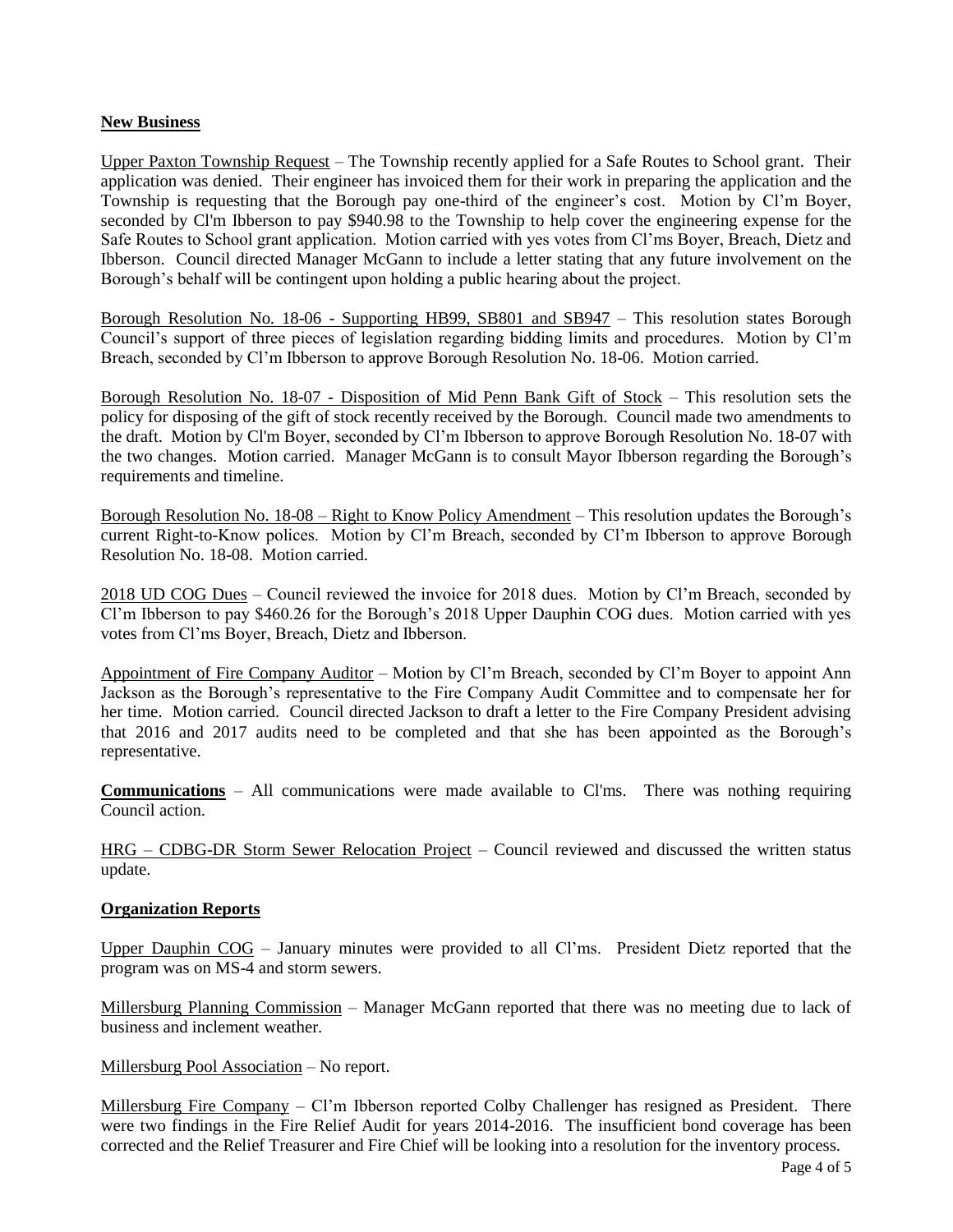## New Business

Upper Paxton Township Request – The Township recently applied for a Safe Routes to School grant. Their application was denied. Their engineer has invoiced them for their work in preparing the application and the Township is requesting that the Borough pay one-third of the engineer's cost. Motion by Cl'm Boyer, seconded by Cl'm Ibberson to pay $940.98 to the Township to help cover the engineering expense for the Safe Routes to School grant application. Motion carried with yes votes from Cl'ms Boyer, Breach, Dietz and Ibberson. Council directed Manager McGann to include a letter stating that any future involvement on the Borough's behalf will be contingent upon holding a public hearing about the project.

Borough Resolution No. 18-06 - Supporting HB99, SB801 and SB947 – This resolution states Borough Council's support of three pieces of legislation regarding bidding limits and procedures. Motion by Cl'm Breach, seconded by Cl'm Ibberson to approve Borough Resolution No. 18-06. Motion carried.

Borough Resolution No. 18-07 - Disposition of Mid Penn Bank Gift of Stock – This resolution sets the policy for disposing of the gift of stock recently received by the Borough. Council made two amendments to the draft. Motion by Cl'm Boyer, seconded by Cl'm Ibberson to approve Borough Resolution No. 18-07 with the two changes. Motion carried. Manager McGann is to consult Mayor Ibberson regarding the Borough's requirements and timeline.

Borough Resolution No. 18-08 – Right to Know Policy Amendment – This resolution updates the Borough's current Right-to-Know polices. Motion by Cl'm Breach, seconded by Cl'm Ibberson to approve Borough Resolution No. 18-08. Motion carried.

2018 UD COG Dues – Council reviewed the invoice for 2018 dues. Motion by Cl'm Breach, seconded by Cl'm Ibberson to pay $460.26 for the Borough's 2018 Upper Dauphin COG dues. Motion carried with yes votes from Cl'ms Boyer, Breach, Dietz and Ibberson.

Appointment of Fire Company Auditor – Motion by Cl'm Breach, seconded by Cl'm Boyer to appoint Ann Jackson as the Borough's representative to the Fire Company Audit Committee and to compensate her for her time. Motion carried. Council directed Jackson to draft a letter to the Fire Company President advising that 2016 and 2017 audits need to be completed and that she has been appointed as the Borough's representative.

**Communications** – All communications were made available to Cl'ms. There was nothing requiring Council action.

HRG – CDBG-DR Storm Sewer Relocation Project – Council reviewed and discussed the written status update.

## Organization Reports

Upper Dauphin COG – January minutes were provided to all Cl'ms. President Dietz reported that the program was on MS-4 and storm sewers.

Millersburg Planning Commission – Manager McGann reported that there was no meeting due to lack of business and inclement weather.

Millersburg Pool Association – No report.

Millersburg Fire Company – Cl'm Ibberson reported Colby Challenger has resigned as President. There were two findings in the Fire Relief Audit for years 2014-2016. The insufficient bond coverage has been corrected and the Relief Treasurer and Fire Chief will be looking into a resolution for the inventory process.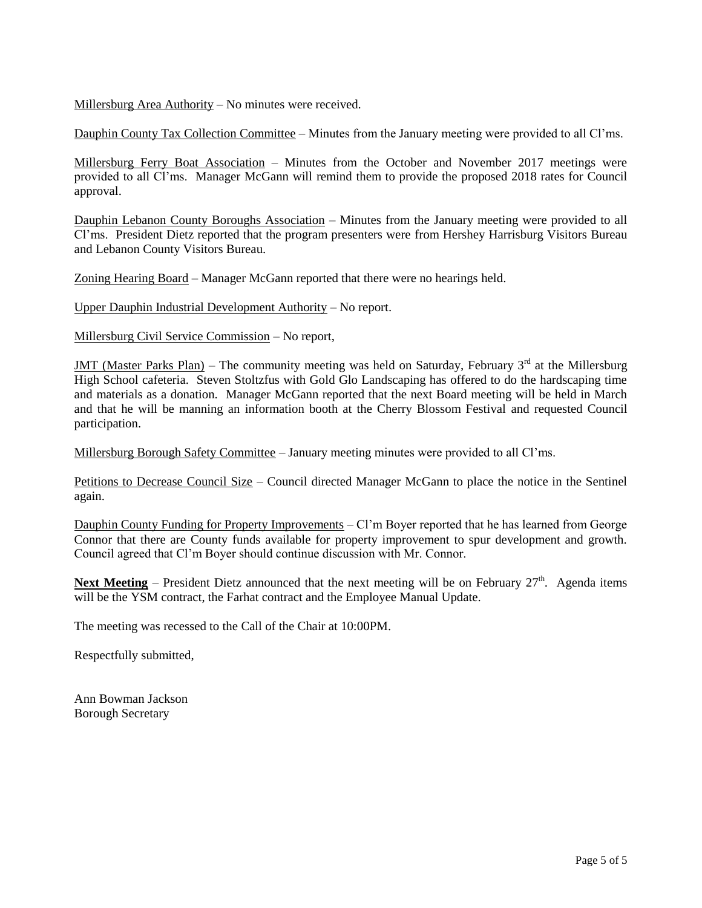Millersburg Area Authority – No minutes were received.

Dauphin County Tax Collection Committee – Minutes from the January meeting were provided to all Cl'ms.

Millersburg Ferry Boat Association – Minutes from the October and November 2017 meetings were provided to all Cl'ms. Manager McGann will remind them to provide the proposed 2018 rates for Council approval.

Dauphin Lebanon County Boroughs Association – Minutes from the January meeting were provided to all Cl'ms. President Dietz reported that the program presenters were from Hershey Harrisburg Visitors Bureau and Lebanon County Visitors Bureau.

Zoning Hearing Board – Manager McGann reported that there were no hearings held.

Upper Dauphin Industrial Development Authority – No report.

Millersburg Civil Service Commission – No report,

JMT (Master Parks Plan) – The community meeting was held on Saturday, February 3rd at the Millersburg High School cafeteria. Steven Stoltzfus with Gold Glo Landscaping has offered to do the hardscaping time and materials as a donation. Manager McGann reported that the next Board meeting will be held in March and that he will be manning an information booth at the Cherry Blossom Festival and requested Council participation.

Millersburg Borough Safety Committee – January meeting minutes were provided to all Cl'ms.

Petitions to Decrease Council Size – Council directed Manager McGann to place the notice in the Sentinel again.

Dauphin County Funding for Property Improvements – Cl'm Boyer reported that he has learned from George Connor that there are County funds available for property improvement to spur development and growth. Council agreed that Cl'm Boyer should continue discussion with Mr. Connor.

**Next Meeting** – President Dietz announced that the next meeting will be on February 27th. Agenda items will be the YSM contract, the Farhat contract and the Employee Manual Update.

The meeting was recessed to the Call of the Chair at 10:00PM.

Respectfully submitted,

Ann Bowman Jackson
Borough Secretary